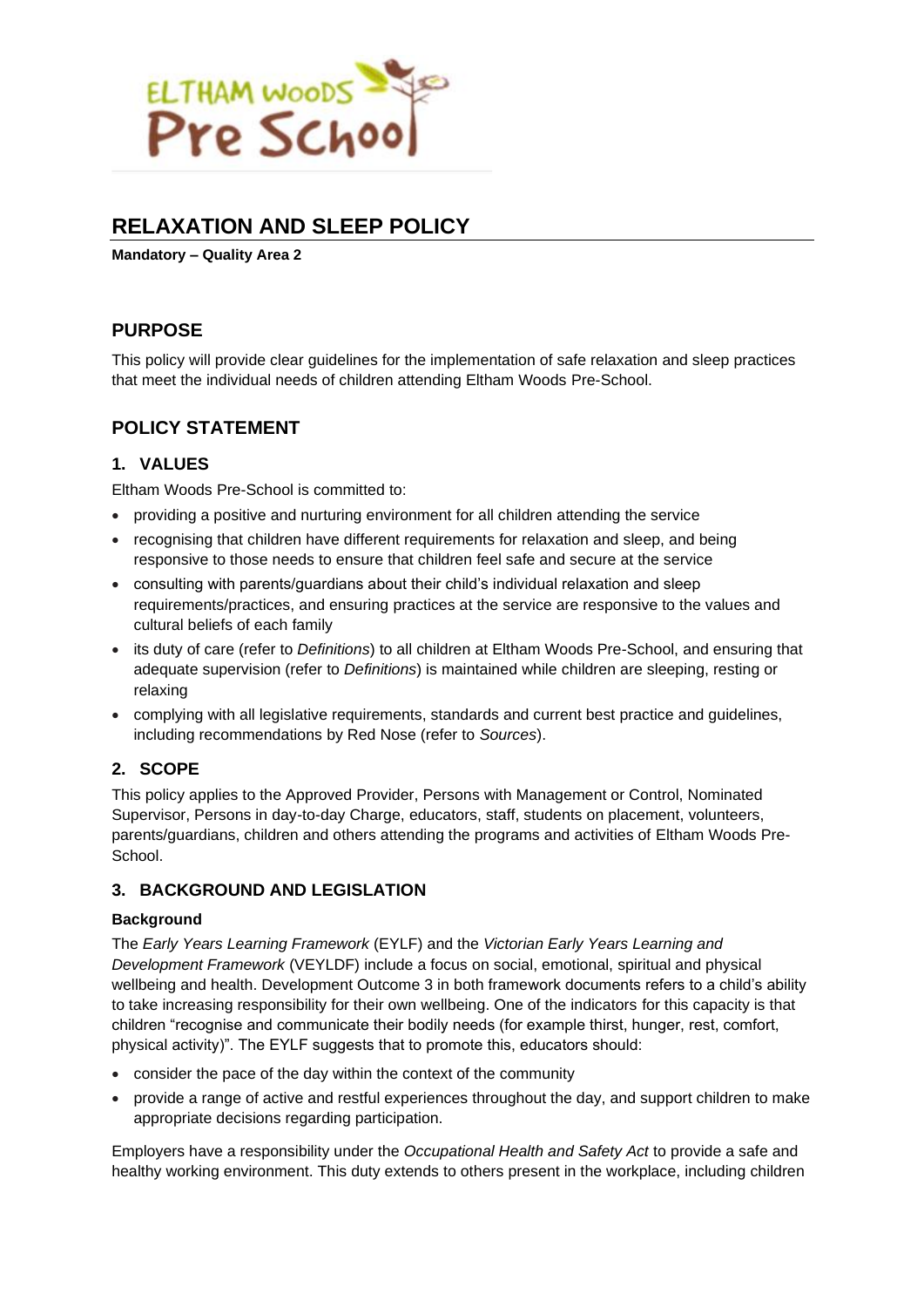# RELAXATION AND SLEEP POLICY

**Mandatory – Quality Area 2**

## PURPOSE

This policy will provide clear guidelines for the implementation of safe relaxation and sleep practices that meet the individual needs of children attending Eltham Woods Pre-School.

## POLICY STATEMENT

### 1. VALUES

Eltham Woods Pre-School is committed to:

- providing a positive and nurturing environment for all children attending the service
- recognising that children have different requirements for relaxation and sleep, and being responsive to those needs to ensure that children feel safe and secure at the service
- consulting with parents/guardians about their child's individual relaxation and sleep requirements/practices, and ensuring practices at the service are responsive to the values and cultural beliefs of each family
- its duty of care (refer to *Definitions*) to all children at Eltham Woods Pre-School, and ensuring that adequate supervision (refer to *Definitions*) is maintained while children are sleeping, resting or relaxing
- complying with all legislative requirements, standards and current best practice and guidelines, including recommendations by Red Nose (refer to *Sources*).

### 2. SCOPE

This policy applies to the Approved Provider, Persons with Management or Control, Nominated Supervisor, Persons in day-to-day Charge, educators, staff, students on placement, volunteers, parents/guardians, children and others attending the programs and activities of Eltham Woods Pre-School.

### 3. BACKGROUND AND LEGISLATION

**Background**

The *Early Years Learning Framework* (EYLF) and the *Victorian Early Years Learning and Development Framework* (VEYLDF) include a focus on social, emotional, spiritual and physical wellbeing and health. Development Outcome 3 in both framework documents refers to a child's ability to take increasing responsibility for their own wellbeing. One of the indicators for this capacity is that children "recognise and communicate their bodily needs (for example thirst, hunger, rest, comfort, physical activity)". The EYLF suggests that to promote this, educators should:

- consider the pace of the day within the context of the community
- provide a range of active and restful experiences throughout the day, and support children to make appropriate decisions regarding participation.

Employers have a responsibility under the *Occupational Health and Safety Act* to provide a safe and healthy working environment. This duty extends to others present in the workplace, including children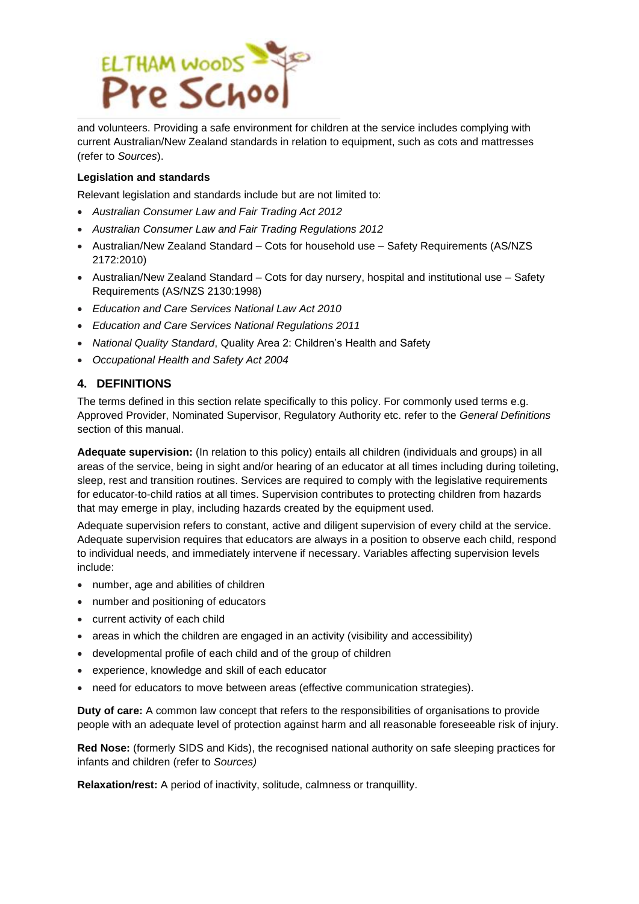and volunteers. Providing a safe environment for children at the service includes complying with current Australian/New Zealand standards in relation to equipment, such as cots and mattresses (refer to *Sources*).

**Legislation and standards**

Relevant legislation and standards include but are not limited to:

- *Australian Consumer Law and Fair Trading Act 2012*
- *Australian Consumer Law and Fair Trading Regulations 2012*
- Australian/New Zealand Standard – Cots for household use – Safety Requirements (AS/NZS 2172:2010)
- Australian/New Zealand Standard – Cots for day nursery, hospital and institutional use – Safety Requirements (AS/NZS 2130:1998)
- *Education and Care Services National Law Act 2010*
- *Education and Care Services National Regulations 2011*
- *National Quality Standard*, Quality Area 2: Children's Health and Safety
- *Occupational Health and Safety Act 2004*

## 4. DEFINITIONS

The terms defined in this section relate specifically to this policy. For commonly used terms e.g. Approved Provider, Nominated Supervisor, Regulatory Authority etc. refer to the *General Definitions* section of this manual.

**Adequate supervision:** (In relation to this policy) entails all children (individuals and groups) in all areas of the service, being in sight and/or hearing of an educator at all times including during toileting, sleep, rest and transition routines. Services are required to comply with the legislative requirements for educator-to-child ratios at all times. Supervision contributes to protecting children from hazards that may emerge in play, including hazards created by the equipment used.

Adequate supervision refers to constant, active and diligent supervision of every child at the service. Adequate supervision requires that educators are always in a position to observe each child, respond to individual needs, and immediately intervene if necessary. Variables affecting supervision levels include:

- number, age and abilities of children
- number and positioning of educators
- current activity of each child
- areas in which the children are engaged in an activity (visibility and accessibility)
- developmental profile of each child and of the group of children
- experience, knowledge and skill of each educator
- need for educators to move between areas (effective communication strategies).

**Duty of care:** A common law concept that refers to the responsibilities of organisations to provide people with an adequate level of protection against harm and all reasonable foreseeable risk of injury.

**Red Nose:** (formerly SIDS and Kids), the recognised national authority on safe sleeping practices for infants and children (refer to *Sources)*

**Relaxation/rest:** A period of inactivity, solitude, calmness or tranquillity.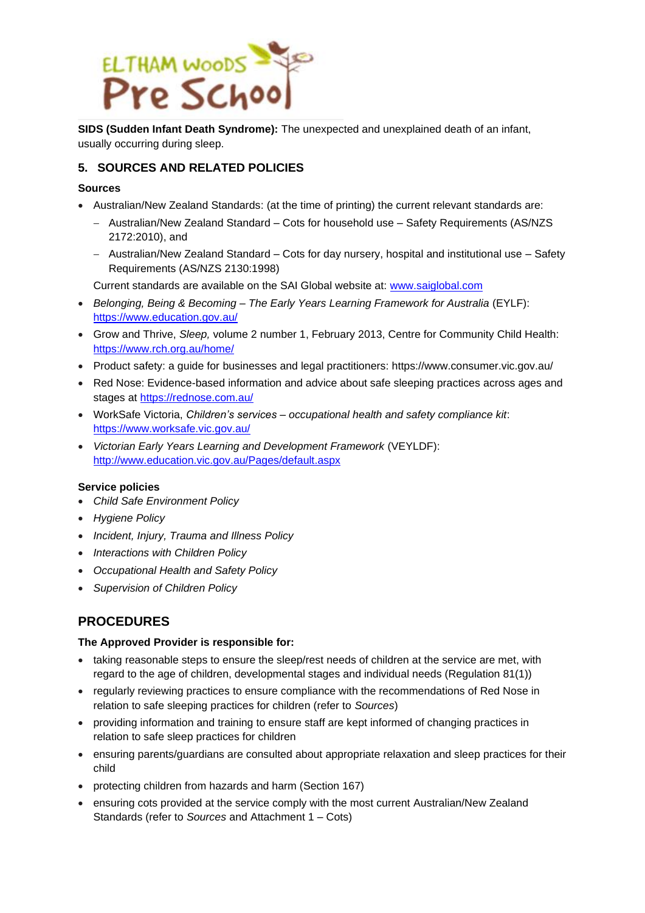**SIDS (Sudden Infant Death Syndrome):** The unexpected and unexplained death of an infant, usually occurring during sleep.

## 5. SOURCES AND RELATED POLICIES

### Sources

- Australian/New Zealand Standards: (at the time of printing) the current relevant standards are:
  - Australian/New Zealand Standard – Cots for household use – Safety Requirements (AS/NZS 2172:2010), and
  - Australian/New Zealand Standard – Cots for day nursery, hospital and institutional use – Safety Requirements (AS/NZS 2130:1998)

  Current standards are available on the SAI Global website at: [www.saiglobal.com](www.saiglobal.com)
- *Belonging, Being & Becoming – The Early Years Learning Framework for Australia* (EYLF): [https://www.education.gov.au/](https://www.education.gov.au/)
- Grow and Thrive, *Sleep,* volume 2 number 1, February 2013, Centre for Community Child Health: [https://www.rch.org.au/home/](https://www.rch.org.au/home/)
- Product safety: a guide for businesses and legal practitioners: https://www.consumer.vic.gov.au/
- Red Nose: Evidence-based information and advice about safe sleeping practices across ages and stages at [https://rednose.com.au/](https://rednose.com.au/)
- WorkSafe Victoria, *Children's services – occupational health and safety compliance kit*: [https://www.worksafe.vic.gov.au/](https://www.worksafe.vic.gov.au/)
- *Victorian Early Years Learning and Development Framework* (VEYLDF): [http://www.education.vic.gov.au/Pages/default.aspx](http://www.education.vic.gov.au/Pages/default.aspx)

### Service policies

- *Child Safe Environment Policy*
- *Hygiene Policy*
- *Incident, Injury, Trauma and Illness Policy*
- *Interactions with Children Policy*
- *Occupational Health and Safety Policy*
- *Supervision of Children Policy*

# PROCEDURES

### The Approved Provider is responsible for:

- taking reasonable steps to ensure the sleep/rest needs of children at the service are met, with regard to the age of children, developmental stages and individual needs (Regulation 81(1))
- regularly reviewing practices to ensure compliance with the recommendations of Red Nose in relation to safe sleeping practices for children (refer to *Sources*)
- providing information and training to ensure staff are kept informed of changing practices in relation to safe sleep practices for children
- ensuring parents/guardians are consulted about appropriate relaxation and sleep practices for their child
- protecting children from hazards and harm (Section 167)
- ensuring cots provided at the service comply with the most current Australian/New Zealand Standards (refer to *Sources* and Attachment 1 – Cots)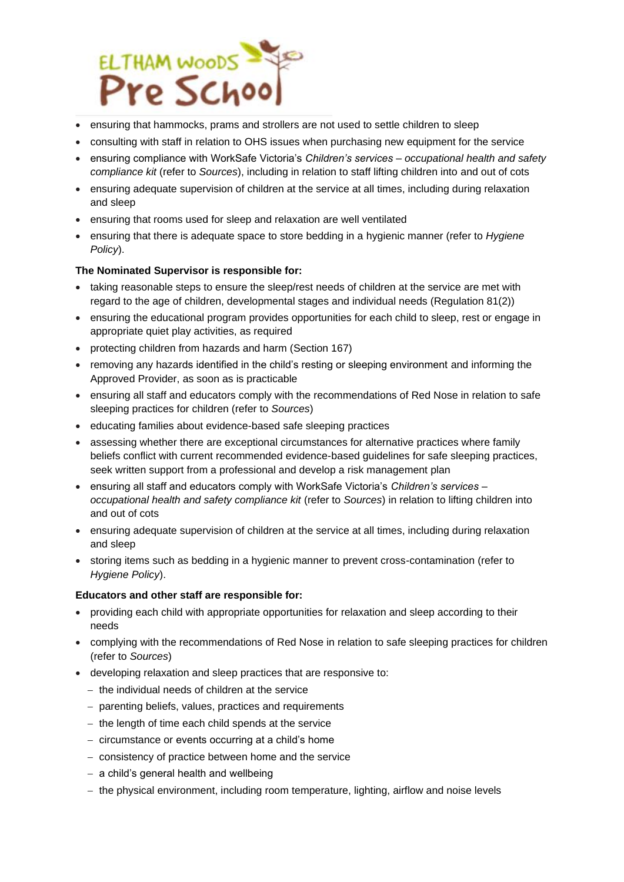- ensuring that hammocks, prams and strollers are not used to settle children to sleep
- consulting with staff in relation to OHS issues when purchasing new equipment for the service
- ensuring compliance with WorkSafe Victoria's *Children's services – occupational health and safety compliance kit* (refer to *Sources*), including in relation to staff lifting children into and out of cots
- ensuring adequate supervision of children at the service at all times, including during relaxation and sleep
- ensuring that rooms used for sleep and relaxation are well ventilated
- ensuring that there is adequate space to store bedding in a hygienic manner (refer to *Hygiene Policy*).

**The Nominated Supervisor is responsible for:**

- taking reasonable steps to ensure the sleep/rest needs of children at the service are met with regard to the age of children, developmental stages and individual needs (Regulation 81(2))
- ensuring the educational program provides opportunities for each child to sleep, rest or engage in appropriate quiet play activities, as required
- protecting children from hazards and harm (Section 167)
- removing any hazards identified in the child's resting or sleeping environment and informing the Approved Provider, as soon as is practicable
- ensuring all staff and educators comply with the recommendations of Red Nose in relation to safe sleeping practices for children (refer to *Sources*)
- educating families about evidence-based safe sleeping practices
- assessing whether there are exceptional circumstances for alternative practices where family beliefs conflict with current recommended evidence-based guidelines for safe sleeping practices, seek written support from a professional and develop a risk management plan
- ensuring all staff and educators comply with WorkSafe Victoria's *Children's services – occupational health and safety compliance kit* (refer to *Sources*) in relation to lifting children into and out of cots
- ensuring adequate supervision of children at the service at all times, including during relaxation and sleep
- storing items such as bedding in a hygienic manner to prevent cross-contamination (refer to *Hygiene Policy*).

**Educators and other staff are responsible for:**

- providing each child with appropriate opportunities for relaxation and sleep according to their needs
- complying with the recommendations of Red Nose in relation to safe sleeping practices for children (refer to *Sources*)
- developing relaxation and sleep practices that are responsive to:
  - the individual needs of children at the service
  - parenting beliefs, values, practices and requirements
  - the length of time each child spends at the service
  - circumstance or events occurring at a child's home
  - consistency of practice between home and the service
  - a child's general health and wellbeing
  - the physical environment, including room temperature, lighting, airflow and noise levels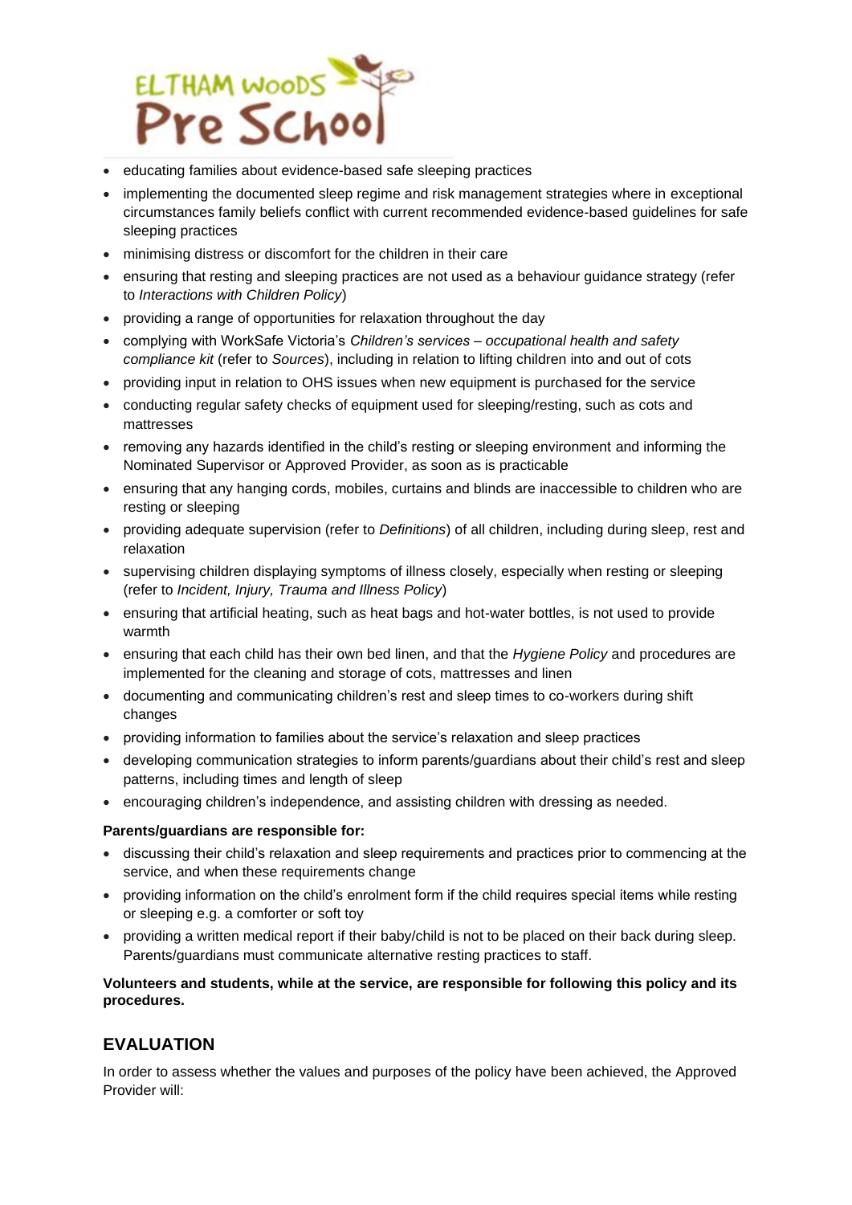- educating families about evidence-based safe sleeping practices
- implementing the documented sleep regime and risk management strategies where in exceptional circumstances family beliefs conflict with current recommended evidence-based guidelines for safe sleeping practices
- minimising distress or discomfort for the children in their care
- ensuring that resting and sleeping practices are not used as a behaviour guidance strategy (refer to *Interactions with Children Policy*)
- providing a range of opportunities for relaxation throughout the day
- complying with WorkSafe Victoria's *Children's services – occupational health and safety compliance kit* (refer to *Sources*), including in relation to lifting children into and out of cots
- providing input in relation to OHS issues when new equipment is purchased for the service
- conducting regular safety checks of equipment used for sleeping/resting, such as cots and mattresses
- removing any hazards identified in the child's resting or sleeping environment and informing the Nominated Supervisor or Approved Provider, as soon as is practicable
- ensuring that any hanging cords, mobiles, curtains and blinds are inaccessible to children who are resting or sleeping
- providing adequate supervision (refer to *Definitions*) of all children, including during sleep, rest and relaxation
- supervising children displaying symptoms of illness closely, especially when resting or sleeping (refer to *Incident, Injury, Trauma and Illness Policy*)
- ensuring that artificial heating, such as heat bags and hot-water bottles, is not used to provide warmth
- ensuring that each child has their own bed linen, and that the *Hygiene Policy* and procedures are implemented for the cleaning and storage of cots, mattresses and linen
- documenting and communicating children's rest and sleep times to co-workers during shift changes
- providing information to families about the service's relaxation and sleep practices
- developing communication strategies to inform parents/guardians about their child's rest and sleep patterns, including times and length of sleep
- encouraging children's independence, and assisting children with dressing as needed.

**Parents/guardians are responsible for:**

- discussing their child's relaxation and sleep requirements and practices prior to commencing at the service, and when these requirements change
- providing information on the child's enrolment form if the child requires special items while resting or sleeping e.g. a comforter or soft toy
- providing a written medical report if their baby/child is not to be placed on their back during sleep. Parents/guardians must communicate alternative resting practices to staff.

**Volunteers and students, while at the service, are responsible for following this policy and its procedures.**

## EVALUATION

In order to assess whether the values and purposes of the policy have been achieved, the Approved Provider will: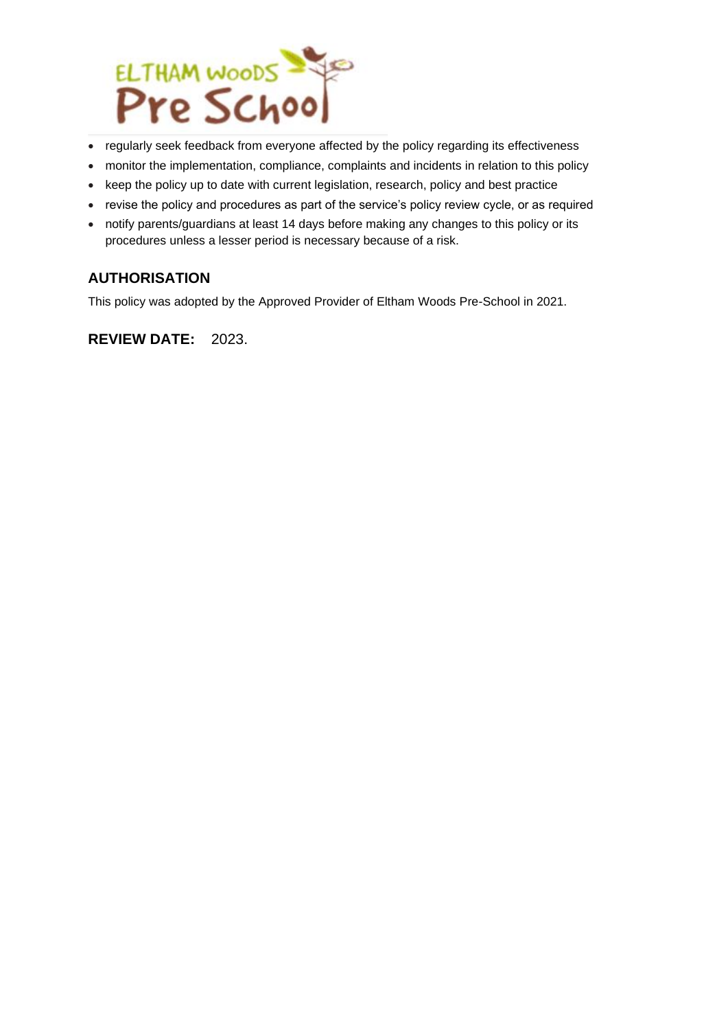- regularly seek feedback from everyone affected by the policy regarding its effectiveness
- monitor the implementation, compliance, complaints and incidents in relation to this policy
- keep the policy up to date with current legislation, research, policy and best practice
- revise the policy and procedures as part of the service's policy review cycle, or as required
- notify parents/guardians at least 14 days before making any changes to this policy or its procedures unless a lesser period is necessary because of a risk.

## AUTHORISATION

This policy was adopted by the Approved Provider of Eltham Woods Pre-School in 2021.

**REVIEW DATE:** 2023.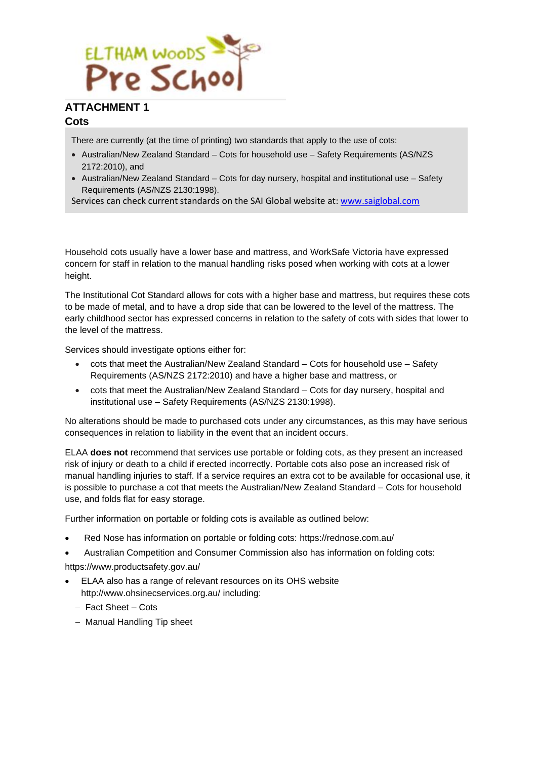## ATTACHMENT 1

## Cots

There are currently (at the time of printing) two standards that apply to the use of cots:

- Australian/New Zealand Standard – Cots for household use – Safety Requirements (AS/NZS 2172:2010), and
- Australian/New Zealand Standard – Cots for day nursery, hospital and institutional use – Safety Requirements (AS/NZS 2130:1998).

Services can check current standards on the SAI Global website at: www.saiglobal.com

Household cots usually have a lower base and mattress, and WorkSafe Victoria have expressed concern for staff in relation to the manual handling risks posed when working with cots at a lower height.

The Institutional Cot Standard allows for cots with a higher base and mattress, but requires these cots to be made of metal, and to have a drop side that can be lowered to the level of the mattress. The early childhood sector has expressed concerns in relation to the safety of cots with sides that lower to the level of the mattress.

Services should investigate options either for:

- cots that meet the Australian/New Zealand Standard – Cots for household use – Safety Requirements (AS/NZS 2172:2010) and have a higher base and mattress, or
- cots that meet the Australian/New Zealand Standard – Cots for day nursery, hospital and institutional use – Safety Requirements (AS/NZS 2130:1998).

No alterations should be made to purchased cots under any circumstances, as this may have serious consequences in relation to liability in the event that an incident occurs.

ELAA **does not** recommend that services use portable or folding cots, as they present an increased risk of injury or death to a child if erected incorrectly. Portable cots also pose an increased risk of manual handling injuries to staff. If a service requires an extra cot to be available for occasional use, it is possible to purchase a cot that meets the Australian/New Zealand Standard – Cots for household use, and folds flat for easy storage.

Further information on portable or folding cots is available as outlined below:

- Red Nose has information on portable or folding cots: https://rednose.com.au/
- Australian Competition and Consumer Commission also has information on folding cots: https://www.productsafety.gov.au/
- ELAA also has a range of relevant resources on its OHS website http://www.ohsinecservices.org.au/ including:
  - Fact Sheet – Cots
  - Manual Handling Tip sheet